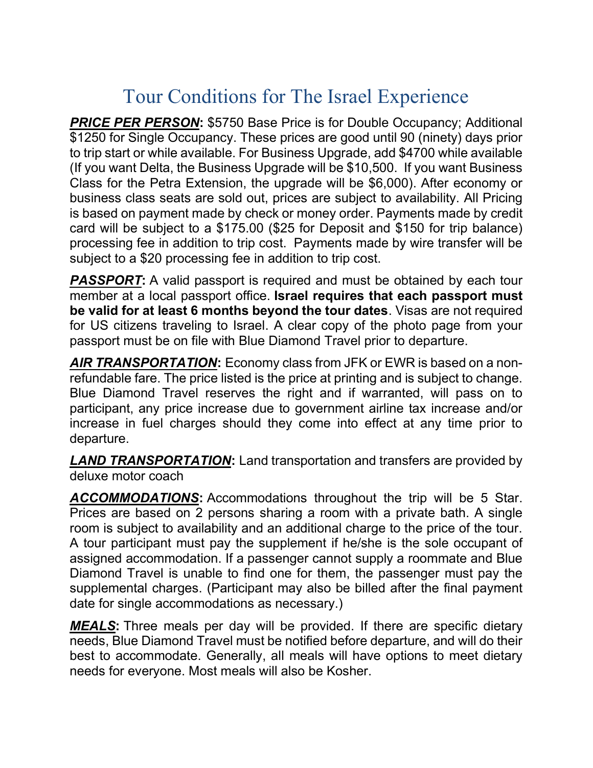# Tour Conditions for The Israel Experience

***PRICE PER PERSON*****:** $5750 Base Price is for Double Occupancy; Additional $1250 for Single Occupancy. These prices are good until 90 (ninety) days prior to trip start or while available. For Business Upgrade, add $4700 while available (If you want Delta, the Business Upgrade will be $10,500. If you want Business Class for the Petra Extension, the upgrade will be $6,000). After economy or business class seats are sold out, prices are subject to availability. All Pricing is based on payment made by check or money order. Payments made by credit card will be subject to a $175.00 ($25 for Deposit and $150 for trip balance) processing fee in addition to trip cost. Payments made by wire transfer will be subject to a $20 processing fee in addition to trip cost.

***PASSPORT*****:** A valid passport is required and must be obtained by each tour member at a local passport office. **Israel requires that each passport must be valid for at least 6 months beyond the tour dates**. Visas are not required for US citizens traveling to Israel. A clear copy of the photo page from your passport must be on file with Blue Diamond Travel prior to departure.

***AIR TRANSPORTATION*****:** Economy class from JFK or EWR is based on a non-refundable fare. The price listed is the price at printing and is subject to change. Blue Diamond Travel reserves the right and if warranted, will pass on to participant, any price increase due to government airline tax increase and/or increase in fuel charges should they come into effect at any time prior to departure.

***LAND TRANSPORTATION*****:** Land transportation and transfers are provided by deluxe motor coach

***ACCOMMODATIONS*****:** Accommodations throughout the trip will be 5 Star. Prices are based on 2 persons sharing a room with a private bath. A single room is subject to availability and an additional charge to the price of the tour. A tour participant must pay the supplement if he/she is the sole occupant of assigned accommodation. If a passenger cannot supply a roommate and Blue Diamond Travel is unable to find one for them, the passenger must pay the supplemental charges. (Participant may also be billed after the final payment date for single accommodations as necessary.)

***MEALS*****:** Three meals per day will be provided. If there are specific dietary needs, Blue Diamond Travel must be notified before departure, and will do their best to accommodate. Generally, all meals will have options to meet dietary needs for everyone. Most meals will also be Kosher.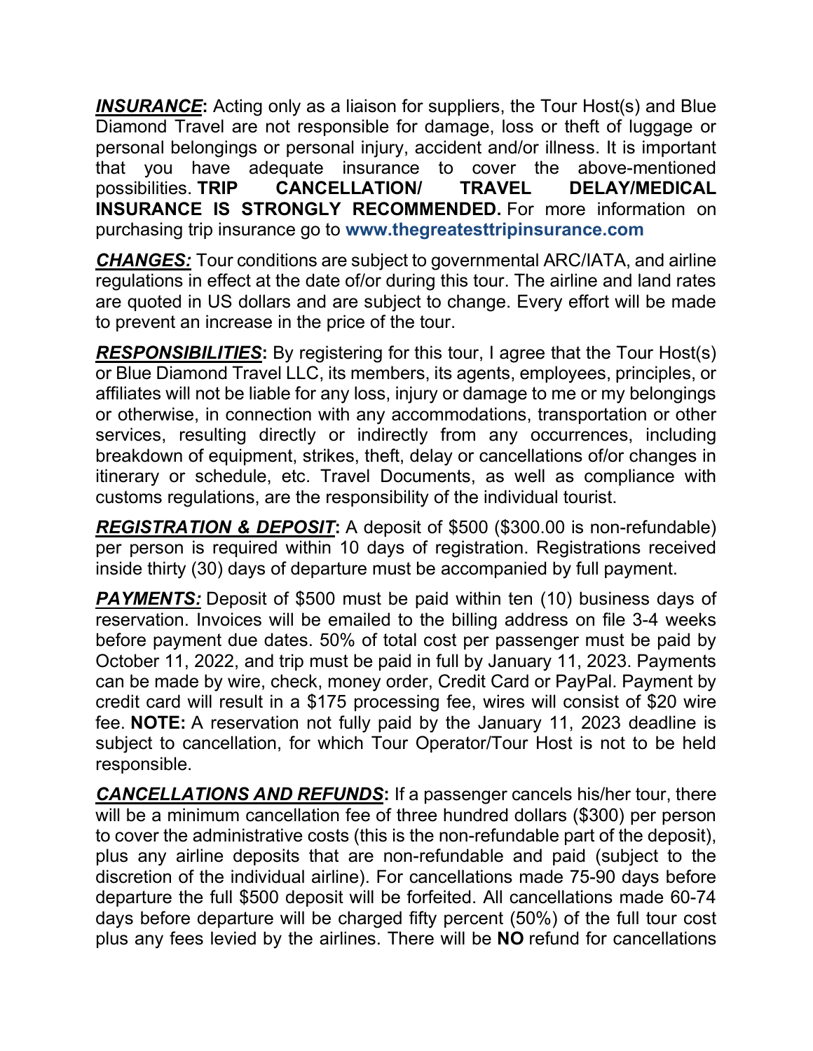***INSURANCE*****:** Acting only as a liaison for suppliers, the Tour Host(s) and Blue Diamond Travel are not responsible for damage, loss or theft of luggage or personal belongings or personal injury, accident and/or illness. It is important that you have adequate insurance to cover the above-mentioned possibilities. **TRIP CANCELLATION/ TRAVEL DELAY/MEDICAL INSURANCE IS STRONGLY RECOMMENDED.** For more information on purchasing trip insurance go to **www.thegreatesttripinsurance.com**

***CHANGES:*** Tour conditions are subject to governmental ARC/IATA, and airline regulations in effect at the date of/or during this tour. The airline and land rates are quoted in US dollars and are subject to change. Every effort will be made to prevent an increase in the price of the tour.

***RESPONSIBILITIES*****:** By registering for this tour, I agree that the Tour Host(s) or Blue Diamond Travel LLC, its members, its agents, employees, principles, or affiliates will not be liable for any loss, injury or damage to me or my belongings or otherwise, in connection with any accommodations, transportation or other services, resulting directly or indirectly from any occurrences, including breakdown of equipment, strikes, theft, delay or cancellations of/or changes in itinerary or schedule, etc. Travel Documents, as well as compliance with customs regulations, are the responsibility of the individual tourist.

***REGISTRATION & DEPOSIT*****:** A deposit of $500 ($300.00 is non-refundable) per person is required within 10 days of registration. Registrations received inside thirty (30) days of departure must be accompanied by full payment.

***PAYMENTS:*** Deposit of $500 must be paid within ten (10) business days of reservation. Invoices will be emailed to the billing address on file 3-4 weeks before payment due dates. 50% of total cost per passenger must be paid by October 11, 2022, and trip must be paid in full by January 11, 2023. Payments can be made by wire, check, money order, Credit Card or PayPal. Payment by credit card will result in a $175 processing fee, wires will consist of $20 wire fee. **NOTE:** A reservation not fully paid by the January 11, 2023 deadline is subject to cancellation, for which Tour Operator/Tour Host is not to be held responsible.

***CANCELLATIONS AND REFUNDS*****:** If a passenger cancels his/her tour, there will be a minimum cancellation fee of three hundred dollars ($300) per person to cover the administrative costs (this is the non-refundable part of the deposit), plus any airline deposits that are non-refundable and paid (subject to the discretion of the individual airline). For cancellations made 75-90 days before departure the full $500 deposit will be forfeited. All cancellations made 60-74 days before departure will be charged fifty percent (50%) of the full tour cost plus any fees levied by the airlines. There will be **NO** refund for cancellations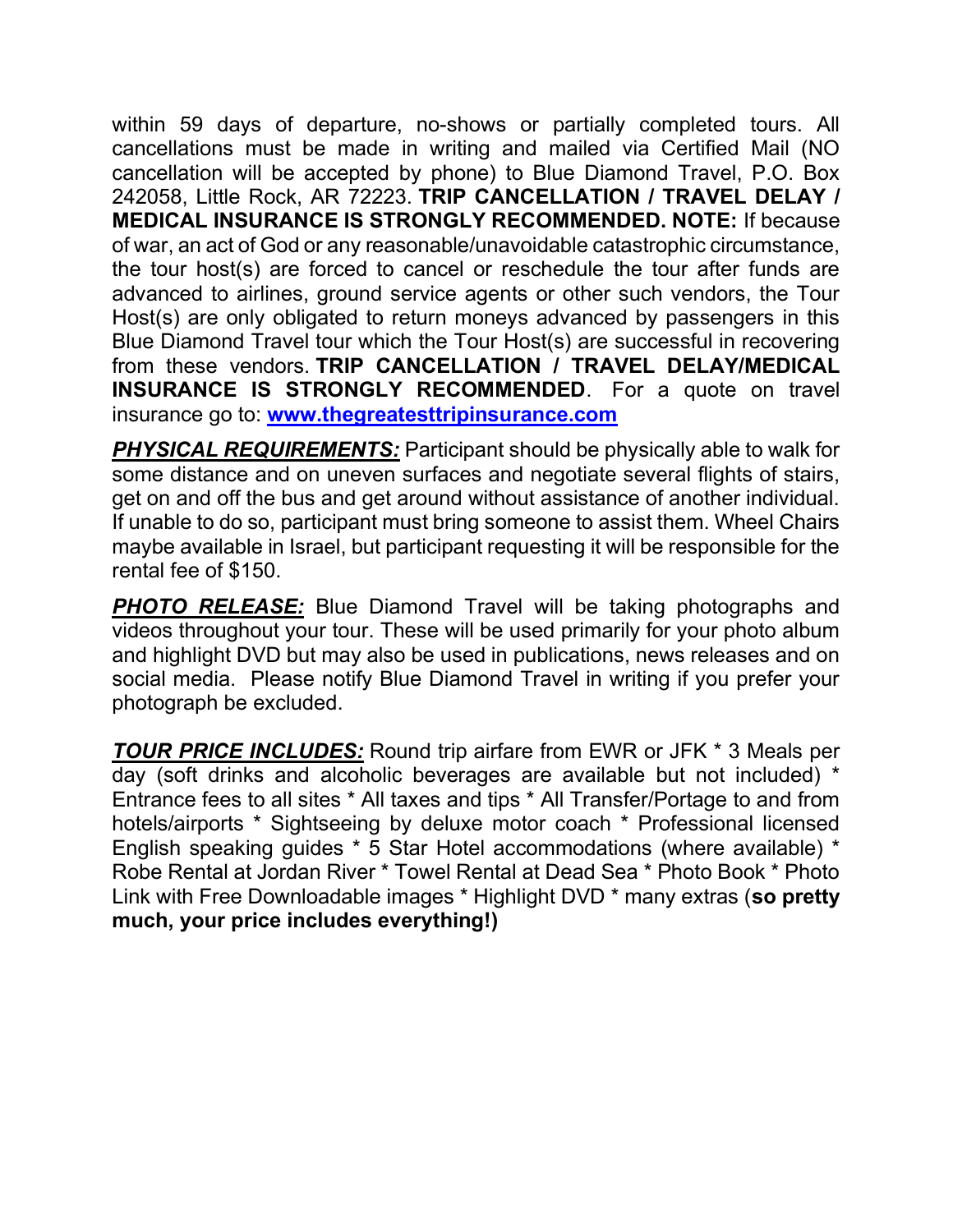within 59 days of departure, no-shows or partially completed tours. All cancellations must be made in writing and mailed via Certified Mail (NO cancellation will be accepted by phone) to Blue Diamond Travel, P.O. Box 242058, Little Rock, AR 72223. **TRIP CANCELLATION / TRAVEL DELAY / MEDICAL INSURANCE IS STRONGLY RECOMMENDED. NOTE:** If because of war, an act of God or any reasonable/unavoidable catastrophic circumstance, the tour host(s) are forced to cancel or reschedule the tour after funds are advanced to airlines, ground service agents or other such vendors, the Tour Host(s) are only obligated to return moneys advanced by passengers in this Blue Diamond Travel tour which the Tour Host(s) are successful in recovering from these vendors. **TRIP CANCELLATION / TRAVEL DELAY/MEDICAL INSURANCE IS STRONGLY RECOMMENDED**. For a quote on travel insurance go to: **[www.thegreatesttripinsurance.com](http://www.thegreatesttripinsurance.com)**

***PHYSICAL REQUIREMENTS:*** Participant should be physically able to walk for some distance and on uneven surfaces and negotiate several flights of stairs, get on and off the bus and get around without assistance of another individual. If unable to do so, participant must bring someone to assist them. Wheel Chairs maybe available in Israel, but participant requesting it will be responsible for the rental fee of $150.

***PHOTO RELEASE:*** Blue Diamond Travel will be taking photographs and videos throughout your tour. These will be used primarily for your photo album and highlight DVD but may also be used in publications, news releases and on social media. Please notify Blue Diamond Travel in writing if you prefer your photograph be excluded.

***TOUR PRICE INCLUDES:*** Round trip airfare from EWR or JFK * 3 Meals per day (soft drinks and alcoholic beverages are available but not included) * Entrance fees to all sites * All taxes and tips * All Transfer/Portage to and from hotels/airports * Sightseeing by deluxe motor coach * Professional licensed English speaking guides * 5 Star Hotel accommodations (where available) * Robe Rental at Jordan River * Towel Rental at Dead Sea * Photo Book * Photo Link with Free Downloadable images * Highlight DVD * many extras (**so pretty much, your price includes everything!)**